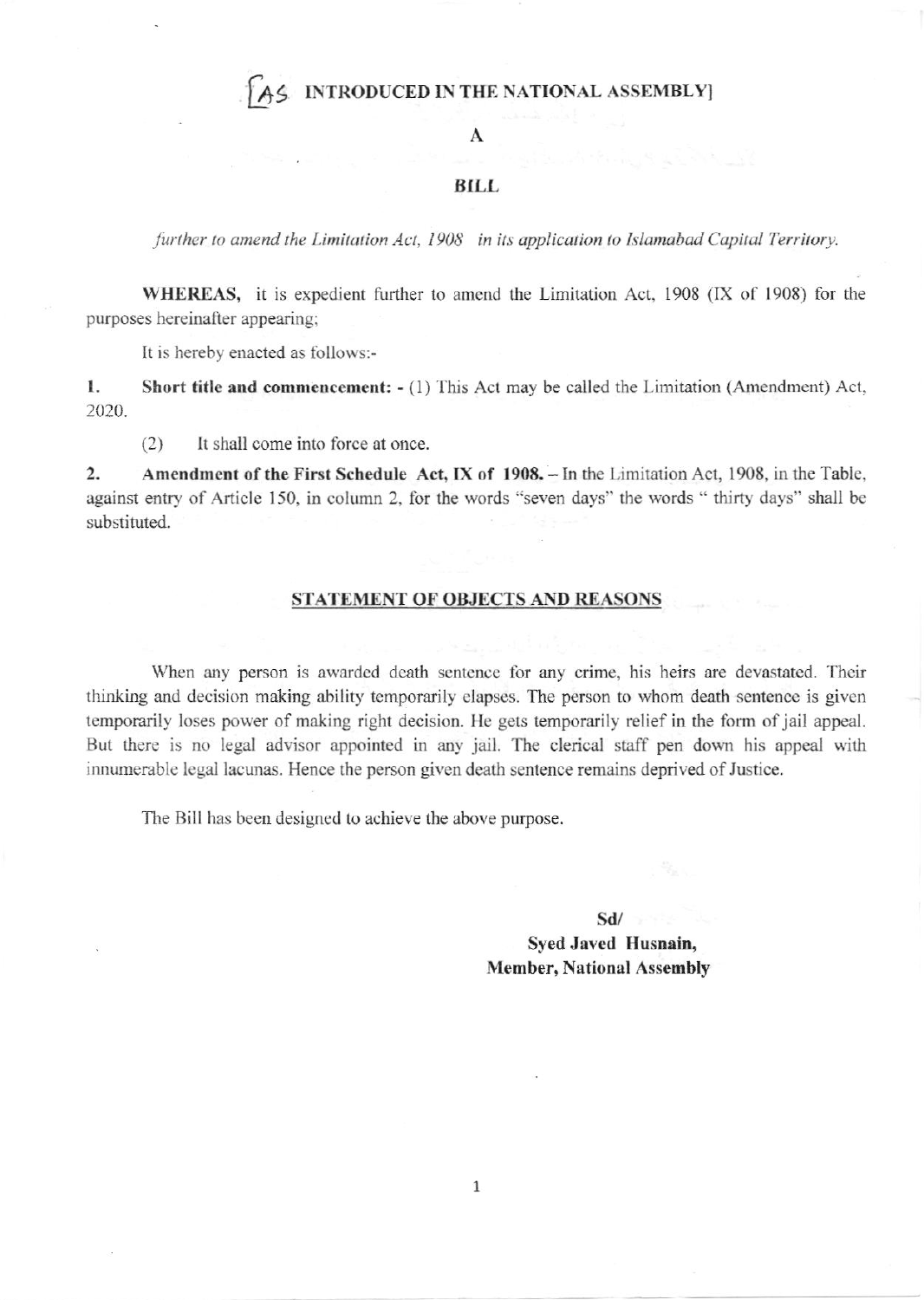[AS INTRODUCED IN THE NATIONAL ASSEMBLY]

# A

# BILL

*further to amend the Limitation Act, 1908 in its application to Islamabad Capital Territory.*

**WHEREAS,** it is expedient further to amend the Limitation Act, 1908 (IX of 1908) for the purposes hereinafter appearing;

It is hereby enacted as follows:-

**1. Short title and commencement: -** (1) This Act may be called the Limitation (Amendment) Act, 2020.

(2) It shall come into force at once.

**2. Amendment of the First Schedule Act, IX of 1908.** – In the Limitation Act, 1908, in the Table, against entry of Article 150, in column 2, for the words "seven days" the words " thirty days" shall be substituted.

## STATEMENT OF OBJECTS AND REASONS

When any person is awarded death sentence for any crime, his heirs are devastated. Their thinking and decision making ability temporarily elapses. The person to whom death sentence is given temporarily loses power of making right decision. He gets temporarily relief in the form of jail appeal. But there is no legal advisor appointed in any jail. The clerical staff pen down his appeal with innumerable legal lacunas. Hence the person given death sentence remains deprived of Justice.

The Bill has been designed to achieve the above purpose.

**Sd/**
**Syed Javed Husnain,**
**Member, National Assembly**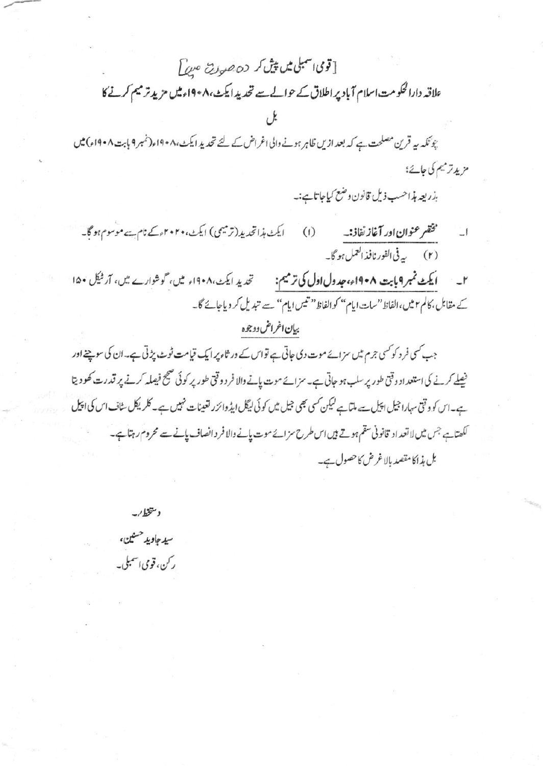[قومی اسمبلی میں پیش کردہ صورت میں]

علاقہ دارالحکومت اسلام آباد پر اطلاق کے حوالے سے تحدید ایکٹ، ۱۹۰۸ء میں مزید ترمیم کرنے کا

بل

چونکہ یہ قرین مصلحت ہے کہ بعد ازیں ظاہر ہونے والی اغراض کے لئے تحدید ایکٹ، ۱۹۰۸ء (نمبر ۹ بابت ۱۹۰۸ء) میں مزید ترمیم کی جائے؛

بذریعہ ہذا حسب ذیل قانون وضع کیا جاتا ہے:۔

۱۔ **مختصر عنوان اور آغاز نفاذ:۔** (۱) ایکٹ ہذا تحدید (ترمیمی) ایکٹ، ۲۰۲۰ء کے نام سے موسوم ہوگا۔

(۲) یہ فی الفور نافذ العمل ہوگا۔

۲۔ **ایکٹ نمبر ۹ بابت ۱۹۰۸ء، جدول اول کی ترمیم:** تحدید ایکٹ، ۱۹۰۸ء میں، گوشوارے میں، آرٹیکل ۱۵۰ کے مقابل، کالم ۲ میں، الفاظ "سات ایام" کو الفاظ "تیس ایام" سے تبدیل کر دیا جائے گا۔

بیان اغراض و وجوہ

جب کسی فرد کو کسی جرم میں سزائے موت دی جاتی ہے تو اس کے ورثاء پر ایک قیامت ٹوٹ پڑتی ہے۔ ان کی سوچنے اور فیصلے کرنے کی استعداد وقتی طور پر سلب ہو جاتی ہے۔ سزائے موت پانے والا فرد وقتی طور پر کوئی صحیح فیصلہ کرنے پر قدرت کھو دیتا ہے۔ اس کو وقتی سہارا جیل اپیل سے ملتا ہے لیکن کسی بھی جیل میں کوئی لیگل ایڈوائزر تعینات نہیں ہے۔ کلریکل سٹاف اس کی اپیل لکھتا ہے جس میں لاتعداد قانونی سقم ہوتے ہیں اس طرح سزائے موت پانے والا فرد انصاف پانے سے محروم رہتا ہے۔

بل ہذا کا مقصد بالا غرض کا حصول ہے۔

دستخط/-

سید جاوید حسنین،

رکن، قومی اسمبلی۔